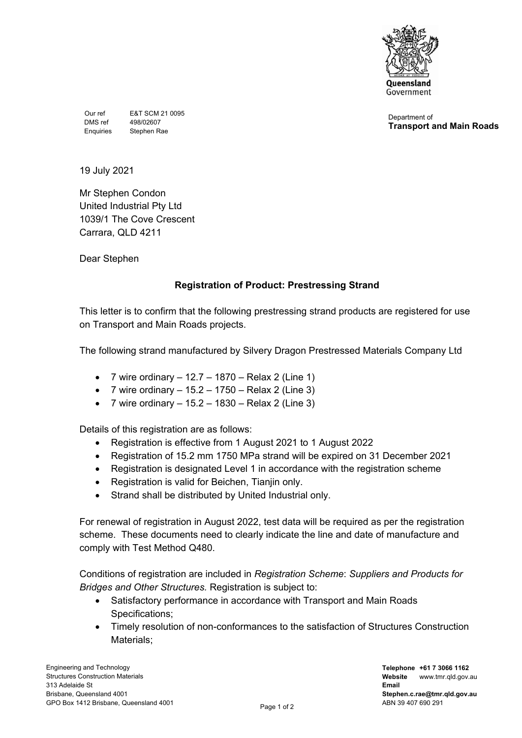Queensland Government

Department of
**Transport and Main Roads**

| | |
|---|---|
| Our ref | E&T SCM 21 0095 |
| DMS ref | 498/02607 |
| Enquiries | Stephen Rae |

19 July 2021

Mr Stephen Condon
United Industrial Pty Ltd
1039/1 The Cove Crescent
Carrara, QLD 4211

Dear Stephen

**Registration of Product: Prestressing Strand**

This letter is to confirm that the following prestressing strand products are registered for use on Transport and Main Roads projects.

The following strand manufactured by Silvery Dragon Prestressed Materials Company Ltd

- 7 wire ordinary – 12.7 – 1870 – Relax 2 (Line 1)
- 7 wire ordinary – 15.2 – 1750 – Relax 2 (Line 3)
- 7 wire ordinary – 15.2 – 1830 – Relax 2 (Line 3)

Details of this registration are as follows:

- Registration is effective from 1 August 2021 to 1 August 2022
- Registration of 15.2 mm 1750 MPa strand will be expired on 31 December 2021
- Registration is designated Level 1 in accordance with the registration scheme
- Registration is valid for Beichen, Tianjin only.
- Strand shall be distributed by United Industrial only.

For renewal of registration in August 2022, test data will be required as per the registration scheme. These documents need to clearly indicate the line and date of manufacture and comply with Test Method Q480.

Conditions of registration are included in *Registration Scheme*: *Suppliers and Products for Bridges and Other Structures.* Registration is subject to:

- Satisfactory performance in accordance with Transport and Main Roads Specifications;
- Timely resolution of non-conformances to the satisfaction of Structures Construction Materials;

Engineering and Technology
Structures Construction Materials
313 Adelaide St
Brisbane, Queensland 4001
GPO Box 1412 Brisbane, Queensland 4001

**Telephone** **+61 7 3066 1162**
**Website** www.tmr.qld.gov.au
**Email**
**Stephen.c.rae@tmr.qld.gov.au**
ABN 39 407 690 291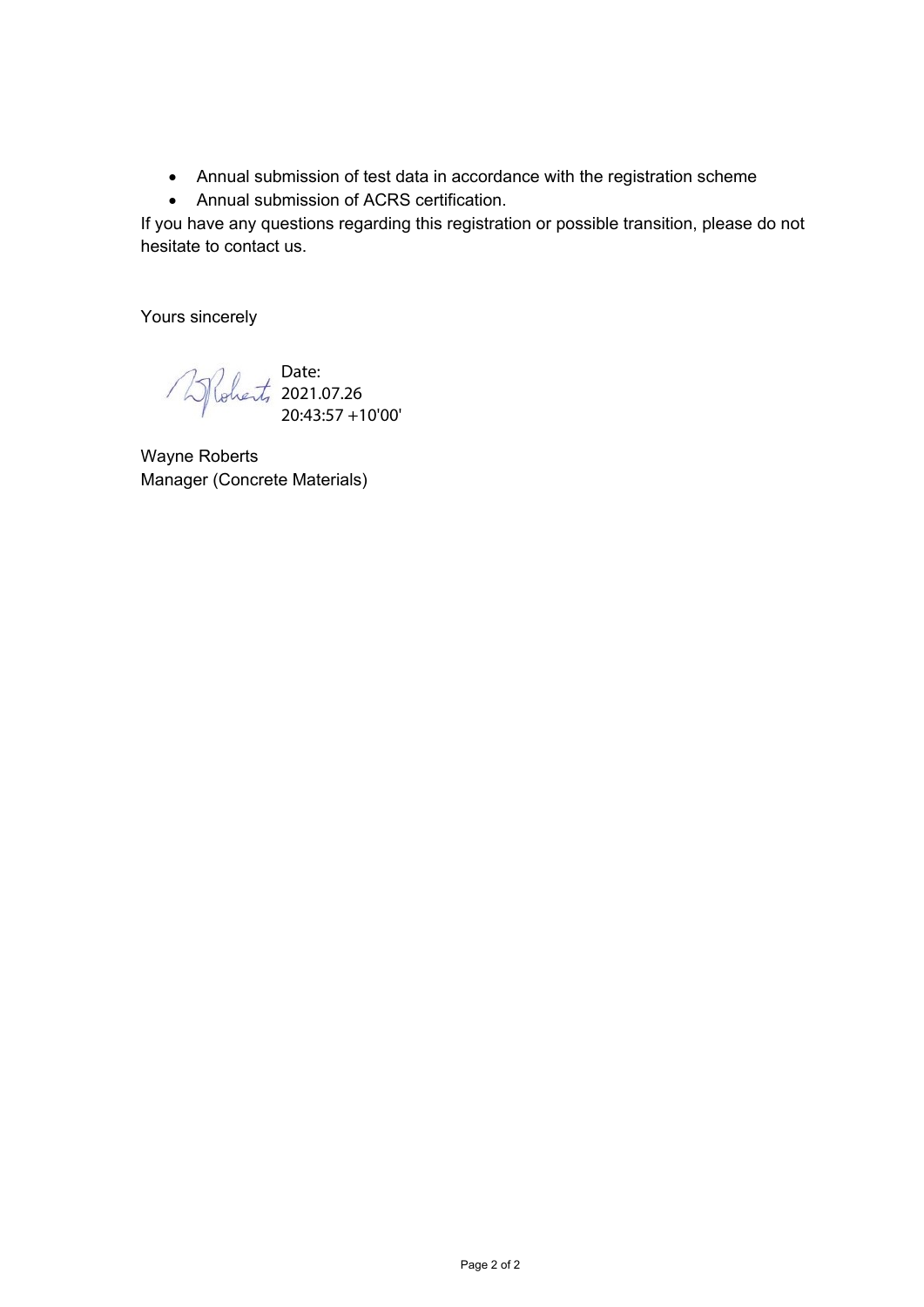- Annual submission of test data in accordance with the registration scheme
- Annual submission of ACRS certification.

If you have any questions regarding this registration or possible transition, please do not hesitate to contact us.

Yours sincerely

Date:
2021.07.26
20:43:57 +10'00'

Wayne Roberts
Manager (Concrete Materials)